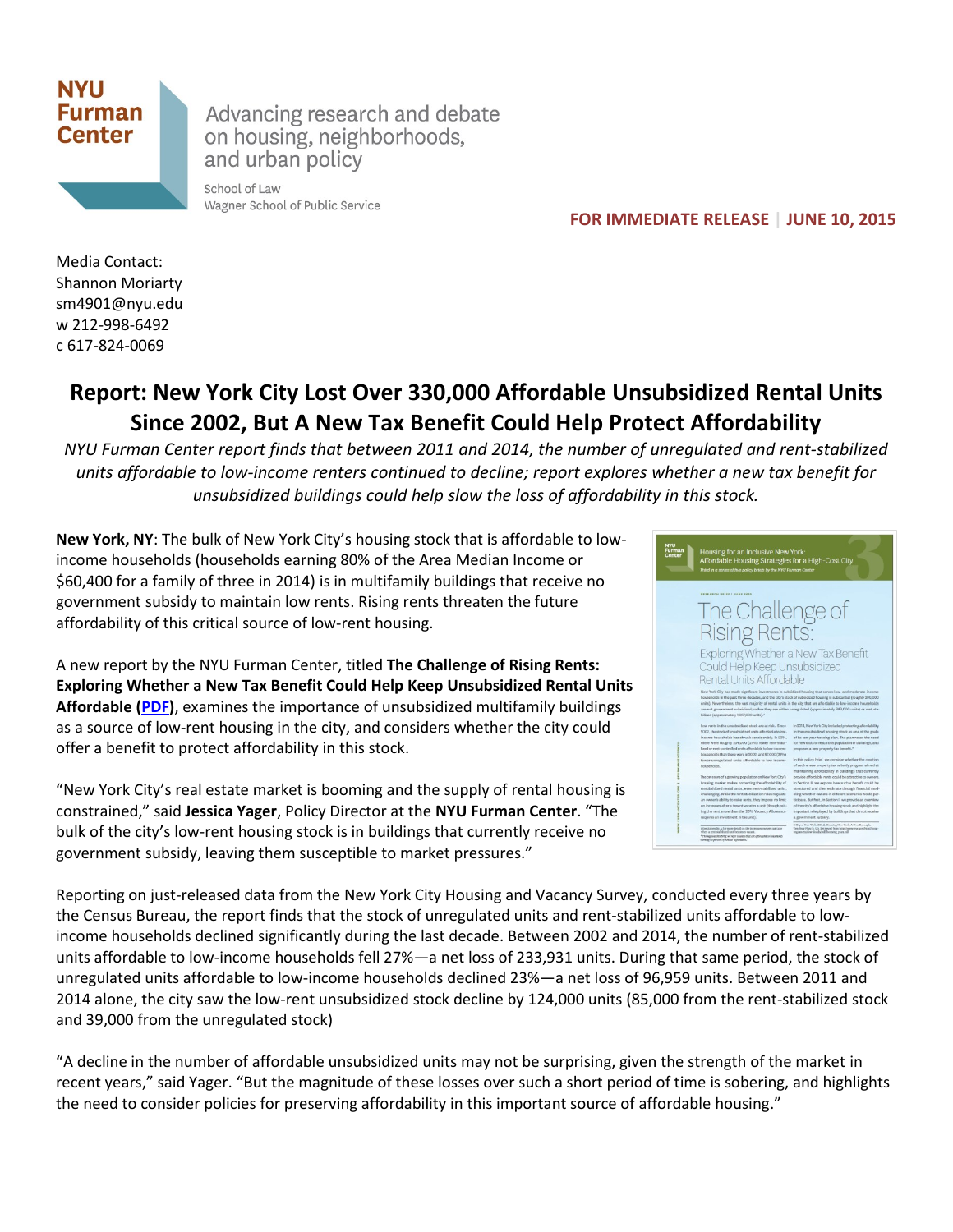NYU Furman Center

Advancing research and debate on housing, neighborhoods, and urban policy

School of Law
Wagner School of Public Service

**FOR IMMEDIATE RELEASE | JUNE 10, 2015**

Media Contact:
Shannon Moriarty
sm4901@nyu.edu
w 212-998-6492
c 617-824-0069

# Report: New York City Lost Over 330,000 Affordable Unsubsidized Rental Units Since 2002, But A New Tax Benefit Could Help Protect Affordability

*NYU Furman Center report finds that between 2011 and 2014, the number of unregulated and rent-stabilized units affordable to low-income renters continued to decline; report explores whether a new tax benefit for unsubsidized buildings could help slow the loss of affordability in this stock.*

**New York, NY**: The bulk of New York City's housing stock that is affordable to low-income households (households earning 80% of the Area Median Income or $60,400 for a family of three in 2014) is in multifamily buildings that receive no government subsidy to maintain low rents. Rising rents threaten the future affordability of this critical source of low-rent housing.

A new report by the NYU Furman Center, titled **The Challenge of Rising Rents: Exploring Whether a New Tax Benefit Could Help Keep Unsubsidized Rental Units Affordable (PDF)**, examines the importance of unsubsidized multifamily buildings as a source of low-rent housing in the city, and considers whether the city could offer a benefit to protect affordability in this stock.

"New York City's real estate market is booming and the supply of rental housing is constrained," said **Jessica Yager**, Policy Director at the **NYU Furman Center**. "The bulk of the city's low-rent housing stock is in buildings that currently receive no government subsidy, leaving them susceptible to market pressures."

Reporting on just-released data from the New York City Housing and Vacancy Survey, conducted every three years by the Census Bureau, the report finds that the stock of unregulated units and rent-stabilized units affordable to low-income households declined significantly during the last decade. Between 2002 and 2014, the number of rent-stabilized units affordable to low-income households fell 27%—a net loss of 233,931 units. During that same period, the stock of unregulated units affordable to low-income households declined 23%—a net loss of 96,959 units. Between 2011 and 2014 alone, the city saw the low-rent unsubsidized stock decline by 124,000 units (85,000 from the rent-stabilized stock and 39,000 from the unregulated stock)

"A decline in the number of affordable unsubsidized units may not be surprising, given the strength of the market in recent years," said Yager. "But the magnitude of these losses over such a short period of time is sobering, and highlights the need to consider policies for preserving affordability in this important source of affordable housing."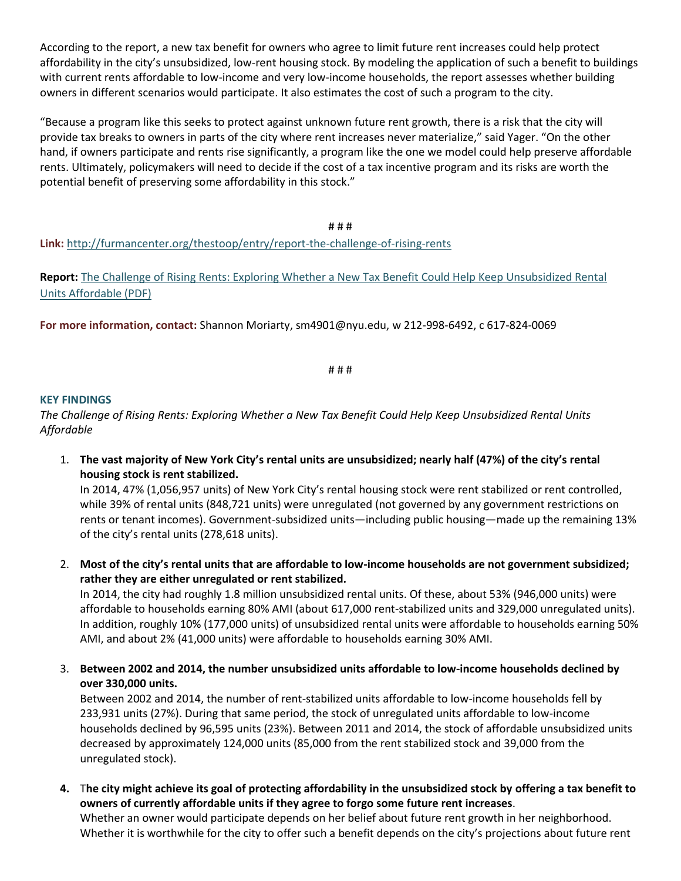According to the report, a new tax benefit for owners who agree to limit future rent increases could help protect affordability in the city's unsubsidized, low-rent housing stock. By modeling the application of such a benefit to buildings with current rents affordable to low-income and very low-income households, the report assesses whether building owners in different scenarios would participate. It also estimates the cost of such a program to the city.

"Because a program like this seeks to protect against unknown future rent growth, there is a risk that the city will provide tax breaks to owners in parts of the city where rent increases never materialize," said Yager. "On the other hand, if owners participate and rents rise significantly, a program like the one we model could help preserve affordable rents. Ultimately, policymakers will need to decide if the cost of a tax incentive program and its risks are worth the potential benefit of preserving some affordability in this stock."

# # #

**Link:** [http://furmancenter.org/thestoop/entry/report-the-challenge-of-rising-rents](http://furmancenter.org/thestoop/entry/report-the-challenge-of-rising-rents)

**Report:** The Challenge of Rising Rents: Exploring Whether a New Tax Benefit Could Help Keep Unsubsidized Rental Units Affordable (PDF)

**For more information, contact:** Shannon Moriarty, sm4901@nyu.edu, w 212-998-6492, c 617-824-0069

# # #

**KEY FINDINGS**

*The Challenge of Rising Rents: Exploring Whether a New Tax Benefit Could Help Keep Unsubsidized Rental Units Affordable*

1. **The vast majority of New York City's rental units are unsubsidized; nearly half (47%) of the city's rental housing stock is rent stabilized.**
   In 2014, 47% (1,056,957 units) of New York City's rental housing stock were rent stabilized or rent controlled, while 39% of rental units (848,721 units) were unregulated (not governed by any government restrictions on rents or tenant incomes). Government-subsidized units—including public housing—made up the remaining 13% of the city's rental units (278,618 units).

2. **Most of the city's rental units that are affordable to low-income households are not government subsidized; rather they are either unregulated or rent stabilized.**
   In 2014, the city had roughly 1.8 million unsubsidized rental units. Of these, about 53% (946,000 units) were affordable to households earning 80% AMI (about 617,000 rent-stabilized units and 329,000 unregulated units). In addition, roughly 10% (177,000 units) of unsubsidized rental units were affordable to households earning 50% AMI, and about 2% (41,000 units) were affordable to households earning 30% AMI.

3. **Between 2002 and 2014, the number unsubsidized units affordable to low-income households declined by over 330,000 units.**
   Between 2002 and 2014, the number of rent-stabilized units affordable to low-income households fell by 233,931 units (27%). During that same period, the stock of unregulated units affordable to low-income households declined by 96,595 units (23%). Between 2011 and 2014, the stock of affordable unsubsidized units decreased by approximately 124,000 units (85,000 from the rent stabilized stock and 39,000 from the unregulated stock).

4. **The city might achieve its goal of protecting affordability in the unsubsidized stock by offering a tax benefit to owners of currently affordable units if they agree to forgo some future rent increases.**
   Whether an owner would participate depends on her belief about future rent growth in her neighborhood. Whether it is worthwhile for the city to offer such a benefit depends on the city's projections about future rent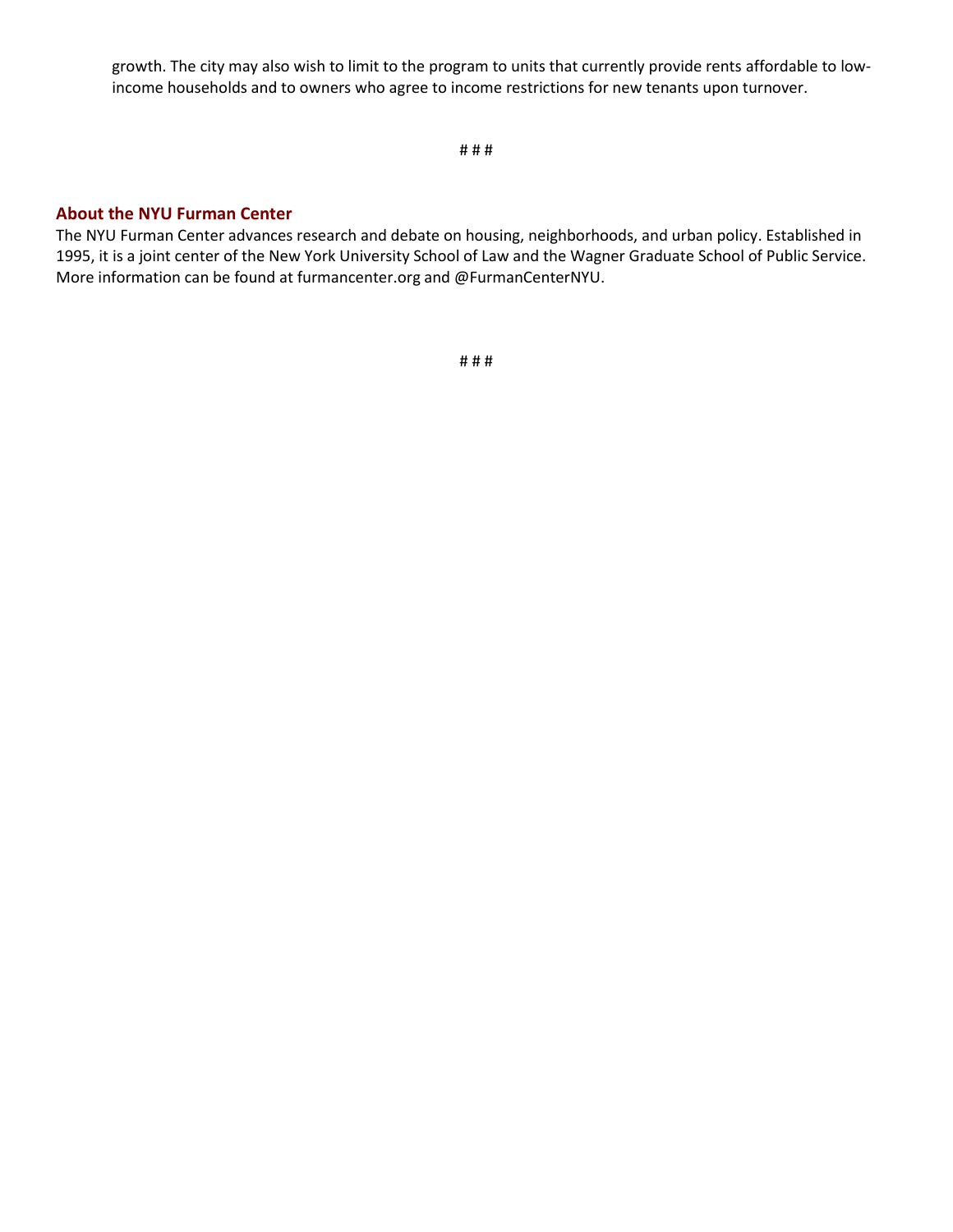growth. The city may also wish to limit to the program to units that currently provide rents affordable to low-income households and to owners who agree to income restrictions for new tenants upon turnover.

# # #

## About the NYU Furman Center

The NYU Furman Center advances research and debate on housing, neighborhoods, and urban policy. Established in 1995, it is a joint center of the New York University School of Law and the Wagner Graduate School of Public Service. More information can be found at furmancenter.org and @FurmanCenterNYU.

# # #